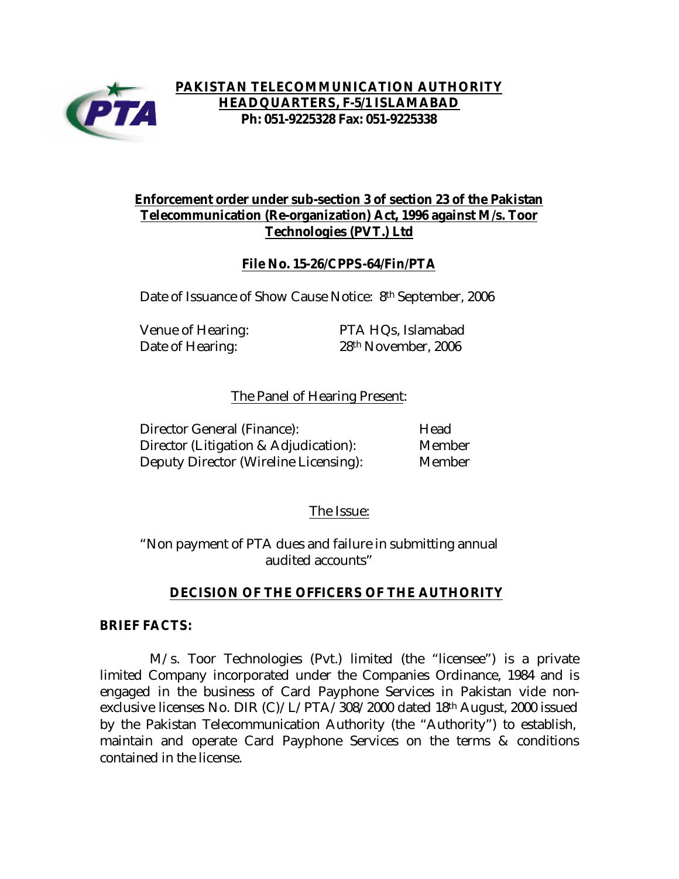**PAKISTAN TELECOMMUNICATION AUTHORITY**
**HEADQUARTERS, F-5/1 ISLAMABAD**
**Ph: 051-9225328 Fax: 051-9225338**

**Enforcement order under sub-section 3 of section 23 of the Pakistan Telecommunication (Re-organization) Act, 1996 against M/s. Toor Technologies (PVT.) Ltd**

**File No. 15-26/CPPS-64/Fin/PTA**

Date of Issuance of Show Cause Notice: 8th September, 2006

| | |
|---|---|
| Venue of Hearing: | PTA HQs, Islamabad |
| Date of Hearing: | 28th November, 2006 |

The Panel of Hearing Present:

| | |
|---|---|
| Director General (Finance): | Head |
| Director (Litigation & Adjudication): | Member |
| Deputy Director (Wireline Licensing): | Member |

The Issue:

"Non payment of PTA dues and failure in submitting annual audited accounts"

## DECISION OF THE OFFICERS OF THE AUTHORITY

**BRIEF FACTS:**

M/s. Toor Technologies (Pvt.) limited (the "licensee") is a private limited Company incorporated under the Companies Ordinance, 1984 and is engaged in the business of Card Payphone Services in Pakistan vide non-exclusive licenses No. DIR (C)/L/PTA/308/2000 dated 18th August, 2000 issued by the Pakistan Telecommunication Authority (the "Authority") to establish, maintain and operate Card Payphone Services on the terms & conditions contained in the license.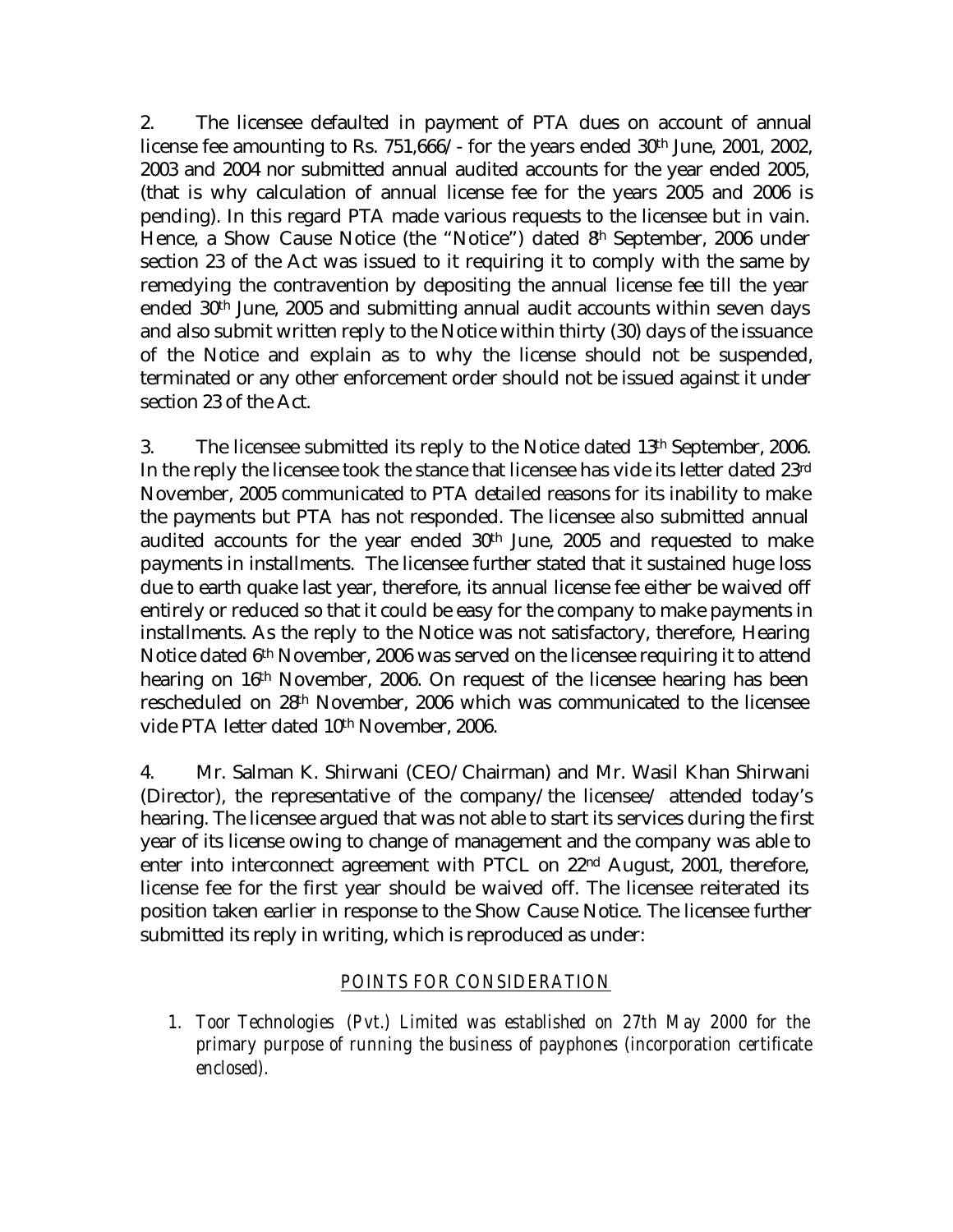2. The licensee defaulted in payment of PTA dues on account of annual license fee amounting to Rs. 751,666/- for the years ended 30th June, 2001, 2002, 2003 and 2004 nor submitted annual audited accounts for the year ended 2005, (that is why calculation of annual license fee for the years 2005 and 2006 is pending). In this regard PTA made various requests to the licensee but in vain. Hence, a Show Cause Notice (the "Notice") dated 8th September, 2006 under section 23 of the Act was issued to it requiring it to comply with the same by remedying the contravention by depositing the annual license fee till the year ended 30th June, 2005 and submitting annual audit accounts within seven days and also submit written reply to the Notice within thirty (30) days of the issuance of the Notice and explain as to why the license should not be suspended, terminated or any other enforcement order should not be issued against it under section 23 of the Act.

3. The licensee submitted its reply to the Notice dated 13th September, 2006. In the reply the licensee took the stance that licensee has vide its letter dated 23rd November, 2005 communicated to PTA detailed reasons for its inability to make the payments but PTA has not responded. The licensee also submitted annual audited accounts for the year ended 30th June, 2005 and requested to make payments in installments. The licensee further stated that it sustained huge loss due to earth quake last year, therefore, its annual license fee either be waived off entirely or reduced so that it could be easy for the company to make payments in installments. As the reply to the Notice was not satisfactory, therefore, Hearing Notice dated 6th November, 2006 was served on the licensee requiring it to attend hearing on 16th November, 2006. On request of the licensee hearing has been rescheduled on 28th November, 2006 which was communicated to the licensee vide PTA letter dated 10th November, 2006.

4. Mr. Salman K. Shirwani (CEO/Chairman) and Mr. Wasil Khan Shirwani (Director), the representative of the company/the licensee/ attended today's hearing. The licensee argued that was not able to start its services during the first year of its license owing to change of management and the company was able to enter into interconnect agreement with PTCL on 22nd August, 2001, therefore, license fee for the first year should be waived off. The licensee reiterated its position taken earlier in response to the Show Cause Notice. The licensee further submitted its reply in writing, which is reproduced as under:

## *POINTS FOR CONSIDERATION*

1. *Toor Technologies (Pvt.) Limited was established on 27th May 2000 for the primary purpose of running the business of payphones (incorporation certificate enclosed).*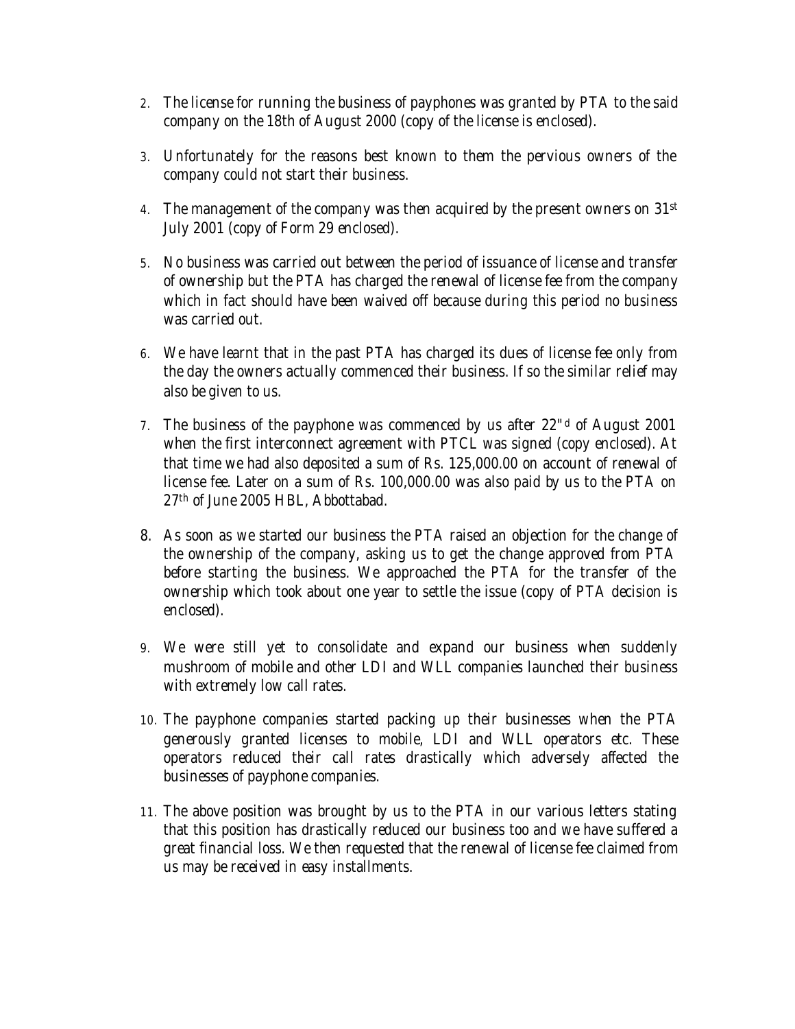2. The license for running the business of payphones was granted by PTA to the said company on the 18th of August 2000 (copy of the license is enclosed).

3. Unfortunately for the reasons best known to them the pervious owners of the company could not start their business.

4. The management of the company was then acquired by the present owners on 31st July 2001 (copy of Form 29 enclosed).

5. No business was carried out between the period of issuance of license and transfer of ownership but the PTA has charged the renewal of license fee from the company which in fact should have been waived off because during this period no business was carried out.

6. We have learnt that in the past PTA has charged its dues of license fee only from the day the owners actually commenced their business. If so the similar relief may also be given to us.

7. The business of the payphone was commenced by us after 22"d of August 2001 when the first interconnect agreement with PTCL was signed (copy enclosed). At that time we had also deposited a sum of Rs. 125,000.00 on account of renewal of license fee. Later on a sum of Rs. 100,000.00 was also paid by us to the PTA on 27th of June 2005 HBL, Abbottabad.

8. As soon as we started our business the PTA raised an objection for the change of the ownership of the company, asking us to get the change approved from PTA before starting the business. We approached the PTA for the transfer of the ownership which took about one year to settle the issue (copy of PTA decision is enclosed).

9. We were still yet to consolidate and expand our business when suddenly mushroom of mobile and other LDI and WLL companies launched their business with extremely low call rates.

10. The payphone companies started packing up their businesses when the PTA generously granted licenses to mobile, LDI and WLL operators etc. These operators reduced their call rates drastically which adversely affected the businesses of payphone companies.

11. The above position was brought by us to the PTA in our various letters stating that this position has drastically reduced our business too and we have suffered a great financial loss. We then requested that the renewal of license fee claimed from us may be received in easy installments.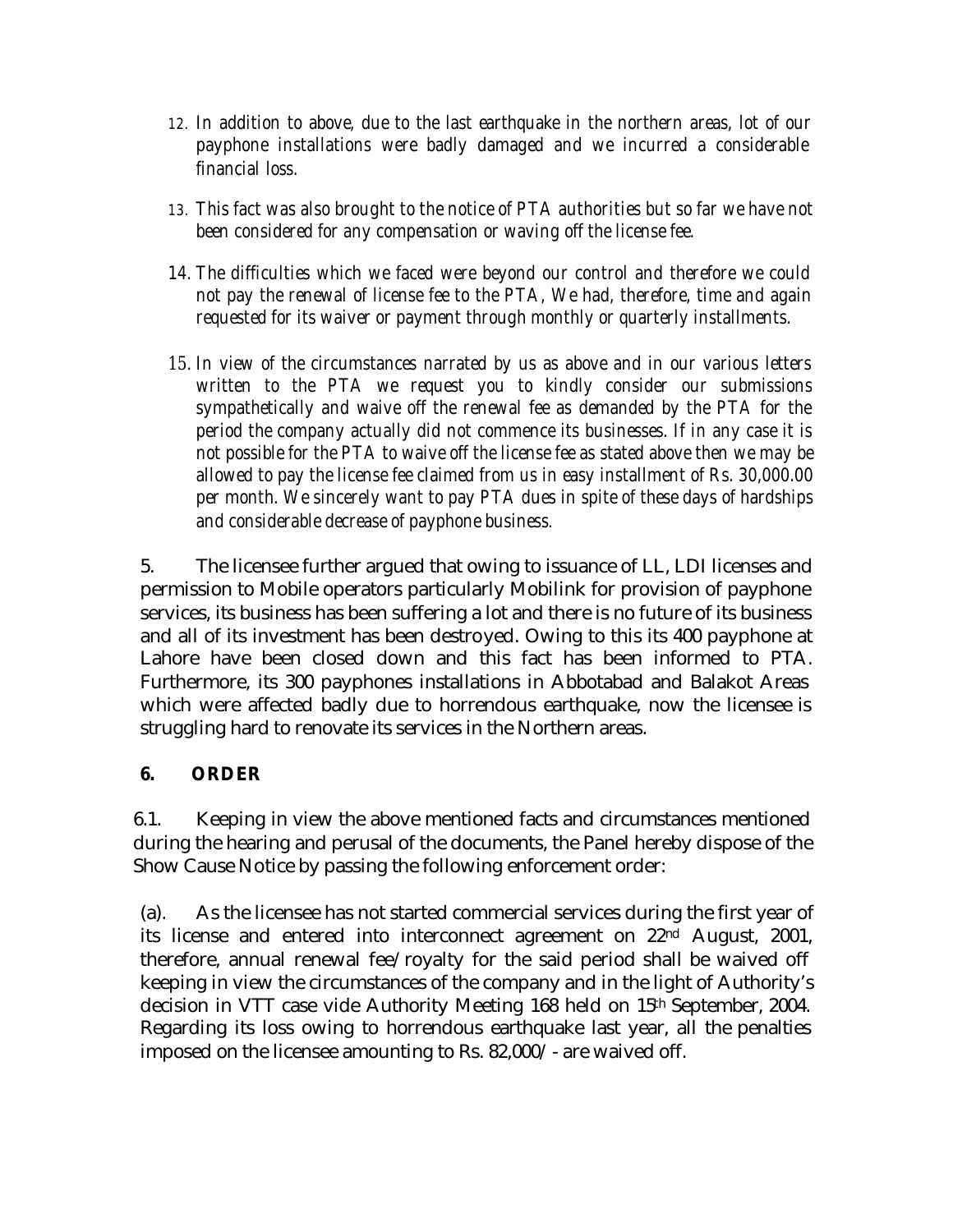12. *In addition to above, due to the last earthquake in the northern areas, lot of our payphone installations were badly damaged and we incurred a considerable financial loss.*

13. *This fact was also brought to the notice of PTA authorities but so far we have not been considered for any compensation or waving off the license fee.*

14. *The difficulties which we faced were beyond our control and therefore we could not pay the renewal of license fee to the PTA, We had, therefore, time and again requested for its waiver or payment through monthly or quarterly installments.*

15. *In view of the circumstances narrated by us as above and in our various letters written to the PTA we request you to kindly consider our submissions sympathetically and waive off the renewal fee as demanded by the PTA for the period the company actually did not commence its businesses. If in any case it is not possible for the PTA to waive off the license fee as stated above then we may be allowed to pay the license fee claimed from us in easy installment of Rs. 30,000.00 per month. We sincerely want to pay PTA dues in spite of these days of hardships and considerable decrease of payphone business.*

5. The licensee further argued that owing to issuance of LL, LDI licenses and permission to Mobile operators particularly Mobilink for provision of payphone services, its business has been suffering a lot and there is no future of its business and all of its investment has been destroyed. Owing to this its 400 payphone at Lahore have been closed down and this fact has been informed to PTA. Furthermore, its 300 payphones installations in Abbotabad and Balakot Areas which were affected badly due to horrendous earthquake, now the licensee is struggling hard to renovate its services in the Northern areas.

## 6. ORDER

6.1. Keeping in view the above mentioned facts and circumstances mentioned during the hearing and perusal of the documents, the Panel hereby dispose of the Show Cause Notice by passing the following enforcement order:

(a). As the licensee has not started commercial services during the first year of its license and entered into interconnect agreement on 22nd August, 2001, therefore, annual renewal fee/royalty for the said period shall be waived off keeping in view the circumstances of the company and in the light of Authority's decision in VTT case vide Authority Meeting 168 held on 15th September, 2004. Regarding its loss owing to horrendous earthquake last year, all the penalties imposed on the licensee amounting to Rs. 82,000/- are waived off.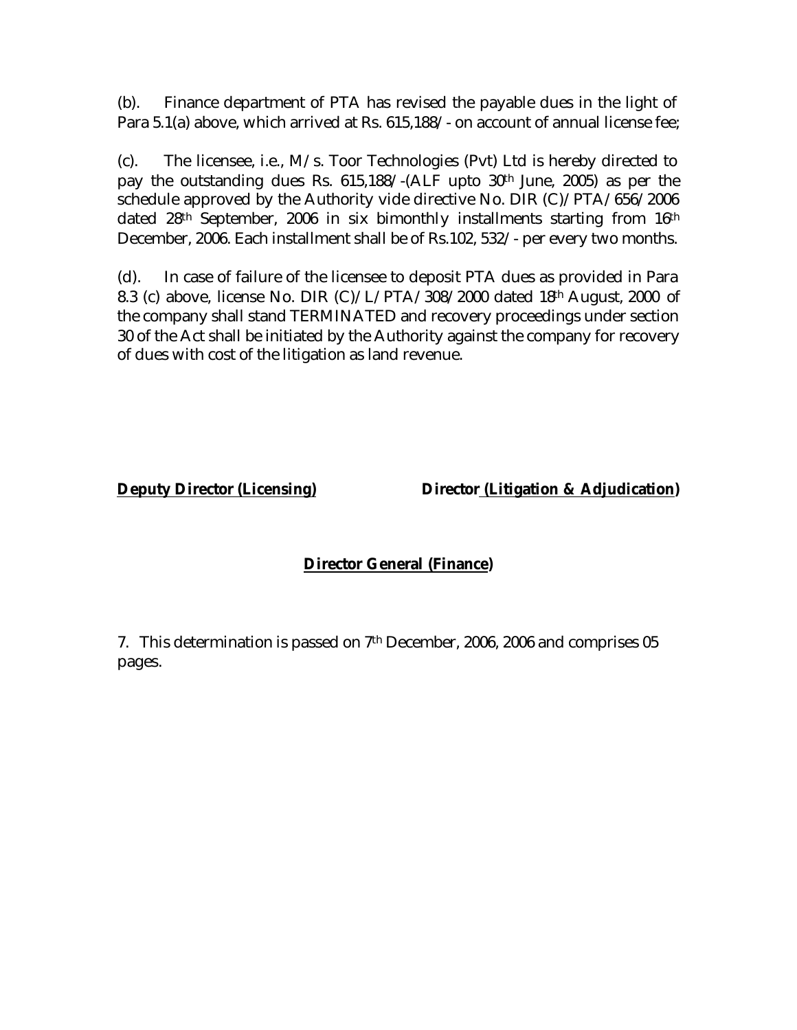(b). Finance department of PTA has revised the payable dues in the light of Para 5.1(a) above, which arrived at Rs. 615,188/- on account of annual license fee;

(c). The licensee, i.e., M/s. Toor Technologies (Pvt) Ltd is hereby directed to pay the outstanding dues Rs. 615,188/-(ALF upto 30th June, 2005) as per the schedule approved by the Authority vide directive No. DIR (C)/PTA/656/2006 dated 28th September, 2006 in six bimonthly installments starting from 16th December, 2006. Each installment shall be of Rs.102, 532/- per every two months.

(d). In case of failure of the licensee to deposit PTA dues as provided in Para 8.3 (c) above, license No. DIR (C)/L/PTA/308/2000 dated 18th August, 2000 of the company shall stand TERMINATED and recovery proceedings under section 30 of the Act shall be initiated by the Authority against the company for recovery of dues with cost of the litigation as land revenue.

**Deputy Director (Licensing)** **Director (Litigation & Adjudication)**

**Director General (Finance)**

7. This determination is passed on 7th December, 2006, 2006 and comprises 05 pages.